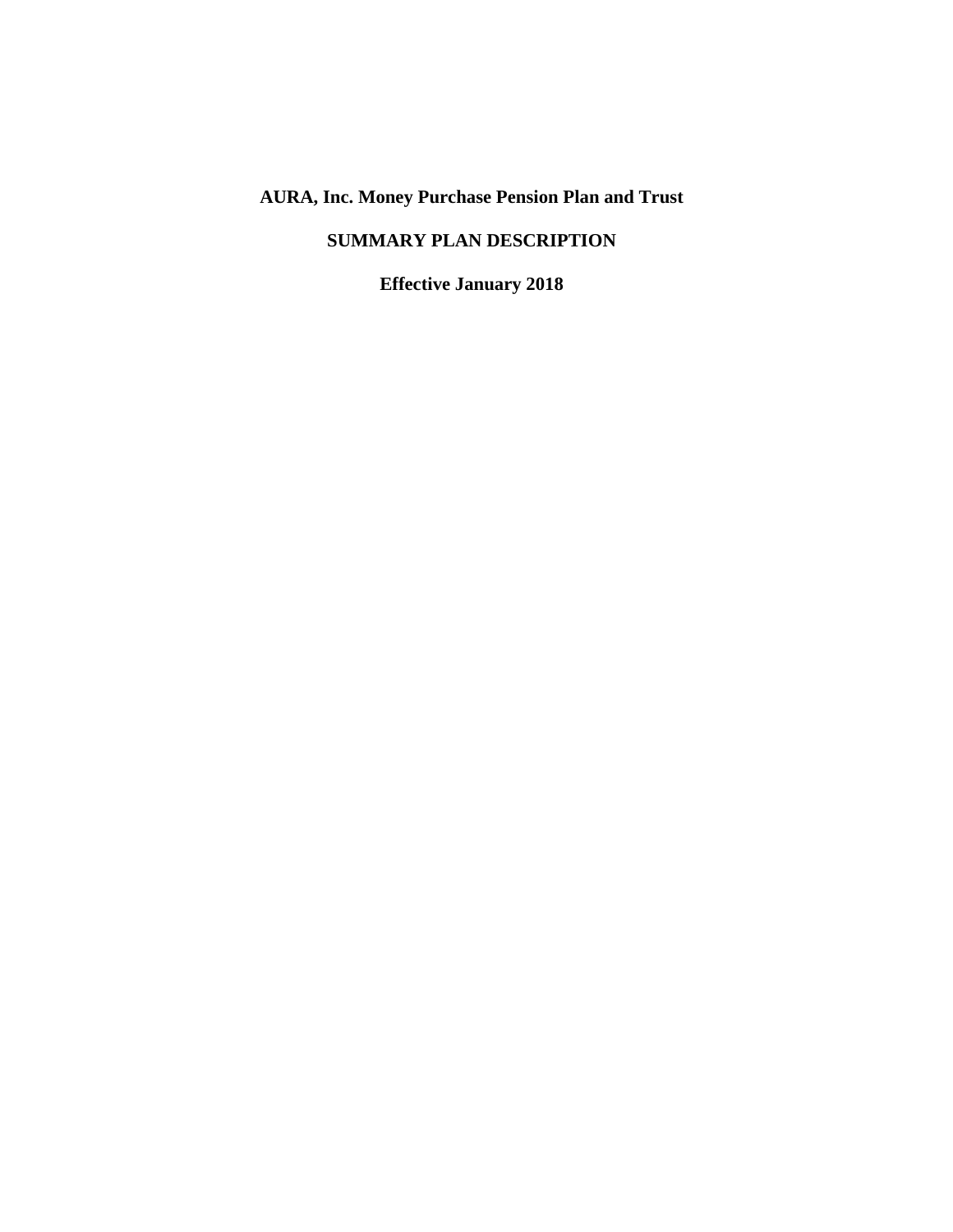# AURA, Inc. Money Purchase Pension Plan and Trust

## SUMMARY PLAN DESCRIPTION

### Effective January 2018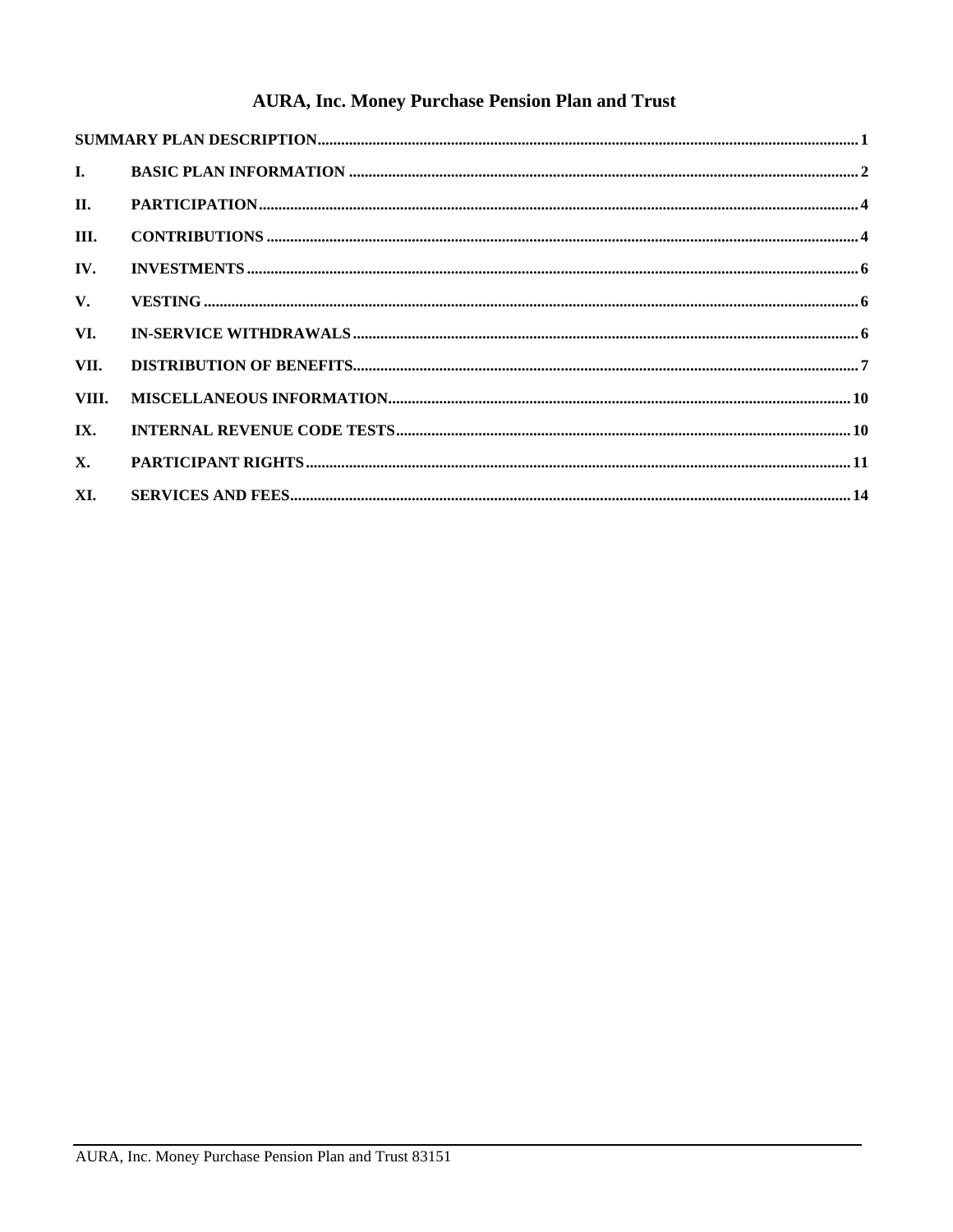# AURA, Inc. Money Purchase Pension Plan and Trust

SUMMARY PLAN DESCRIPTION ........................................ 1

I. BASIC PLAN INFORMATION ........................................ 2

II. PARTICIPATION ........................................ 4

III. CONTRIBUTIONS ........................................ 4

IV. INVESTMENTS ........................................ 6

V. VESTING ........................................ 6

VI. IN-SERVICE WITHDRAWALS ........................................ 6

VII. DISTRIBUTION OF BENEFITS ........................................ 7

VIII. MISCELLANEOUS INFORMATION ........................................ 10

IX. INTERNAL REVENUE CODE TESTS ........................................ 10

X. PARTICIPANT RIGHTS ........................................ 11

XI. SERVICES AND FEES ........................................ 14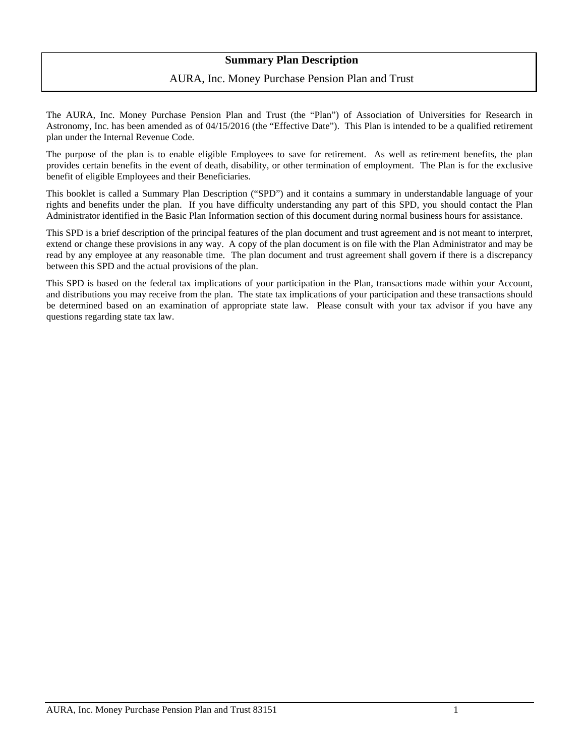# Summary Plan Description

## AURA, Inc. Money Purchase Pension Plan and Trust

The AURA, Inc. Money Purchase Pension Plan and Trust (the "Plan") of Association of Universities for Research in Astronomy, Inc. has been amended as of 04/15/2016 (the "Effective Date"). This Plan is intended to be a qualified retirement plan under the Internal Revenue Code.

The purpose of the plan is to enable eligible Employees to save for retirement. As well as retirement benefits, the plan provides certain benefits in the event of death, disability, or other termination of employment. The Plan is for the exclusive benefit of eligible Employees and their Beneficiaries.

This booklet is called a Summary Plan Description ("SPD") and it contains a summary in understandable language of your rights and benefits under the plan. If you have difficulty understanding any part of this SPD, you should contact the Plan Administrator identified in the Basic Plan Information section of this document during normal business hours for assistance.

This SPD is a brief description of the principal features of the plan document and trust agreement and is not meant to interpret, extend or change these provisions in any way. A copy of the plan document is on file with the Plan Administrator and may be read by any employee at any reasonable time. The plan document and trust agreement shall govern if there is a discrepancy between this SPD and the actual provisions of the plan.

This SPD is based on the federal tax implications of your participation in the Plan, transactions made within your Account, and distributions you may receive from the plan. The state tax implications of your participation and these transactions should be determined based on an examination of appropriate state law. Please consult with your tax advisor if you have any questions regarding state tax law.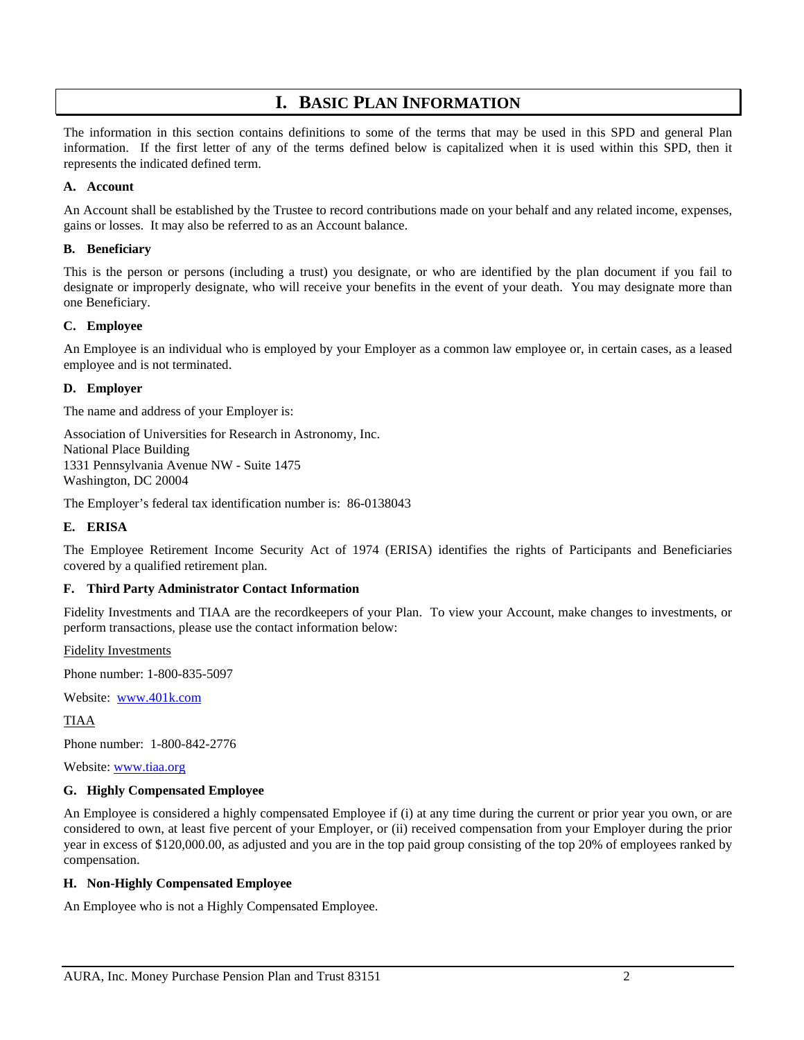# I. Basic Plan Information

The information in this section contains definitions to some of the terms that may be used in this SPD and general Plan information. If the first letter of any of the terms defined below is capitalized when it is used within this SPD, then it represents the indicated defined term.

### A. Account

An Account shall be established by the Trustee to record contributions made on your behalf and any related income, expenses, gains or losses. It may also be referred to as an Account balance.

### B. Beneficiary

This is the person or persons (including a trust) you designate, or who are identified by the plan document if you fail to designate or improperly designate, who will receive your benefits in the event of your death. You may designate more than one Beneficiary.

### C. Employee

An Employee is an individual who is employed by your Employer as a common law employee or, in certain cases, as a leased employee and is not terminated.

### D. Employer

The name and address of your Employer is:

Association of Universities for Research in Astronomy, Inc.
National Place Building
1331 Pennsylvania Avenue NW - Suite 1475
Washington, DC 20004

The Employer's federal tax identification number is: 86-0138043

### E. ERISA

The Employee Retirement Income Security Act of 1974 (ERISA) identifies the rights of Participants and Beneficiaries covered by a qualified retirement plan.

### F. Third Party Administrator Contact Information

Fidelity Investments and TIAA are the recordkeepers of your Plan. To view your Account, make changes to investments, or perform transactions, please use the contact information below:

Fidelity Investments

Phone number: 1-800-835-5097

Website: [www.401k.com](www.401k.com)

TIAA

Phone number: 1-800-842-2776

Website: [www.tiaa.org](www.tiaa.org)

### G. Highly Compensated Employee

An Employee is considered a highly compensated Employee if (i) at any time during the current or prior year you own, or are considered to own, at least five percent of your Employer, or (ii) received compensation from your Employer during the prior year in excess of $120,000.00, as adjusted and you are in the top paid group consisting of the top 20% of employees ranked by compensation.

### H. Non-Highly Compensated Employee

An Employee who is not a Highly Compensated Employee.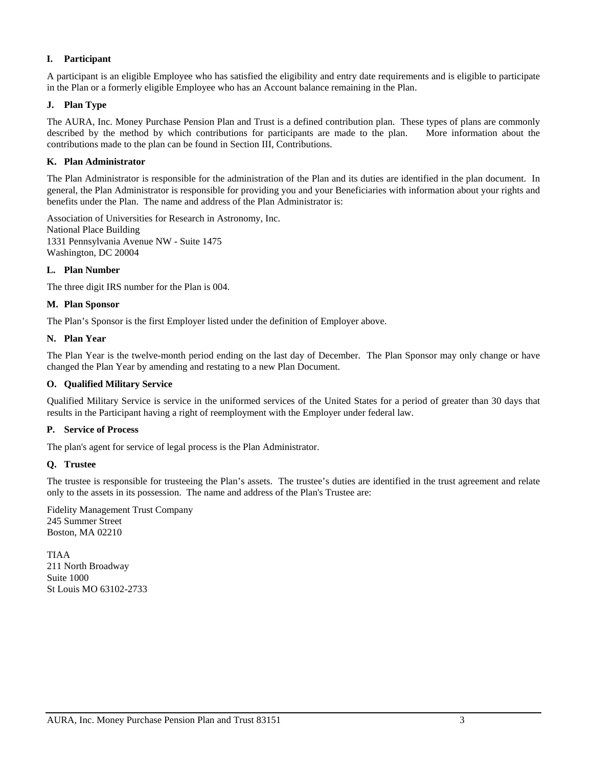### I. Participant

A participant is an eligible Employee who has satisfied the eligibility and entry date requirements and is eligible to participate in the Plan or a formerly eligible Employee who has an Account balance remaining in the Plan.

### J. Plan Type

The AURA, Inc. Money Purchase Pension Plan and Trust is a defined contribution plan. These types of plans are commonly described by the method by which contributions for participants are made to the plan. More information about the contributions made to the plan can be found in Section III, Contributions.

### K. Plan Administrator

The Plan Administrator is responsible for the administration of the Plan and its duties are identified in the plan document. In general, the Plan Administrator is responsible for providing you and your Beneficiaries with information about your rights and benefits under the Plan. The name and address of the Plan Administrator is:

Association of Universities for Research in Astronomy, Inc.
National Place Building
1331 Pennsylvania Avenue NW - Suite 1475
Washington, DC 20004

### L. Plan Number

The three digit IRS number for the Plan is 004.

### M. Plan Sponsor

The Plan's Sponsor is the first Employer listed under the definition of Employer above.

### N. Plan Year

The Plan Year is the twelve-month period ending on the last day of December. The Plan Sponsor may only change or have changed the Plan Year by amending and restating to a new Plan Document.

### O. Qualified Military Service

Qualified Military Service is service in the uniformed services of the United States for a period of greater than 30 days that results in the Participant having a right of reemployment with the Employer under federal law.

### P. Service of Process

The plan's agent for service of legal process is the Plan Administrator.

### Q. Trustee

The trustee is responsible for trusteeing the Plan's assets. The trustee's duties are identified in the trust agreement and relate only to the assets in its possession. The name and address of the Plan's Trustee are:

Fidelity Management Trust Company
245 Summer Street
Boston, MA 02210

TIAA
211 North Broadway
Suite 1000
St Louis MO 63102-2733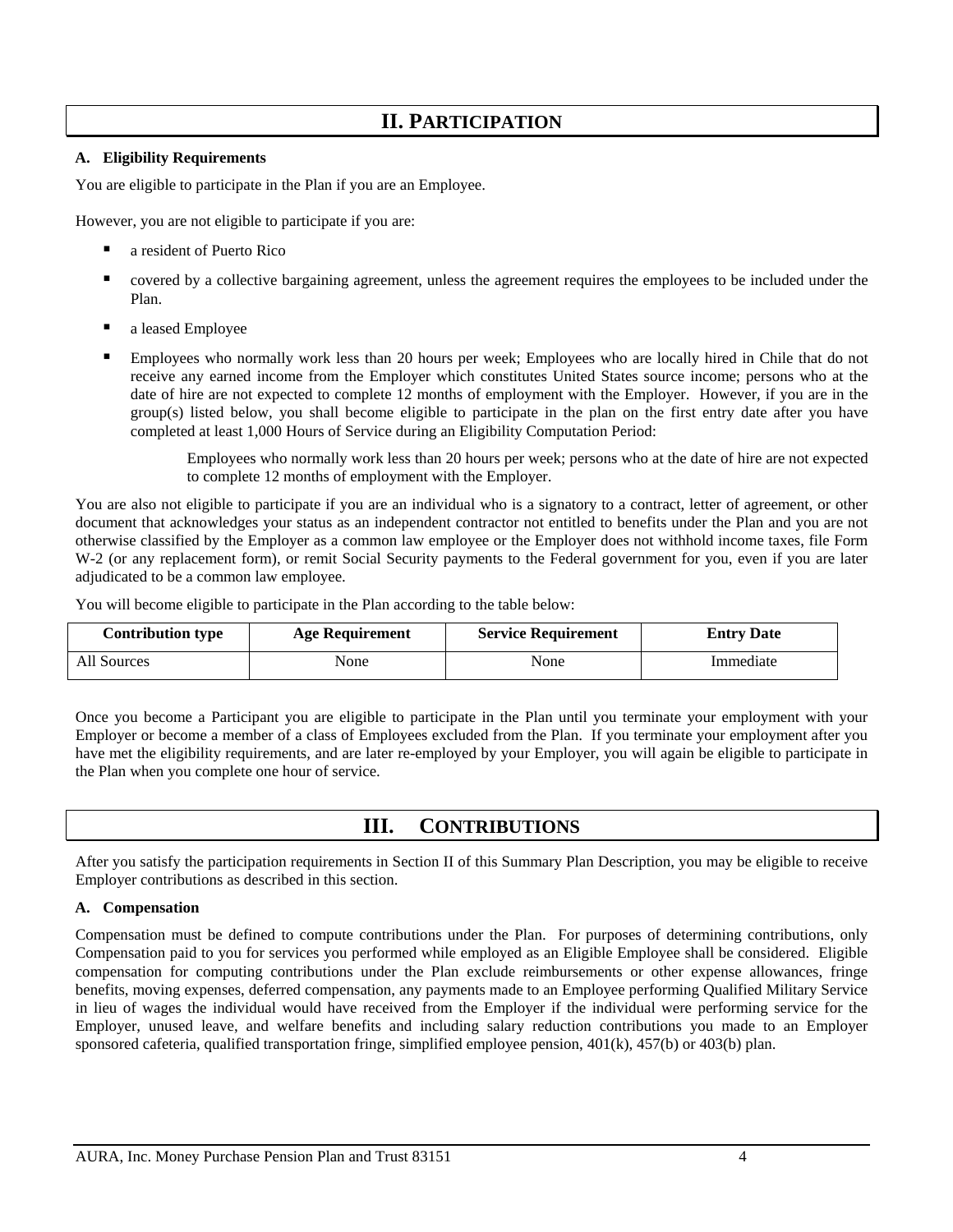## II. PARTICIPATION

### A. Eligibility Requirements

You are eligible to participate in the Plan if you are an Employee.

However, you are not eligible to participate if you are:

- a resident of Puerto Rico
- covered by a collective bargaining agreement, unless the agreement requires the employees to be included under the Plan.
- a leased Employee
- Employees who normally work less than 20 hours per week; Employees who are locally hired in Chile that do not receive any earned income from the Employer which constitutes United States source income; persons who at the date of hire are not expected to complete 12 months of employment with the Employer. However, if you are in the group(s) listed below, you shall become eligible to participate in the plan on the first entry date after you have completed at least 1,000 Hours of Service during an Eligibility Computation Period:

  Employees who normally work less than 20 hours per week; persons who at the date of hire are not expected to complete 12 months of employment with the Employer.

You are also not eligible to participate if you are an individual who is a signatory to a contract, letter of agreement, or other document that acknowledges your status as an independent contractor not entitled to benefits under the Plan and you are not otherwise classified by the Employer as a common law employee or the Employer does not withhold income taxes, file Form W-2 (or any replacement form), or remit Social Security payments to the Federal government for you, even if you are later adjudicated to be a common law employee.

You will become eligible to participate in the Plan according to the table below:

| Contribution type | Age Requirement | Service Requirement | Entry Date |
|---|---|---|---|
| All Sources | None | None | Immediate |

Once you become a Participant you are eligible to participate in the Plan until you terminate your employment with your Employer or become a member of a class of Employees excluded from the Plan. If you terminate your employment after you have met the eligibility requirements, and are later re-employed by your Employer, you will again be eligible to participate in the Plan when you complete one hour of service.

## III. CONTRIBUTIONS

After you satisfy the participation requirements in Section II of this Summary Plan Description, you may be eligible to receive Employer contributions as described in this section.

### A. Compensation

Compensation must be defined to compute contributions under the Plan. For purposes of determining contributions, only Compensation paid to you for services you performed while employed as an Eligible Employee shall be considered. Eligible compensation for computing contributions under the Plan exclude reimbursements or other expense allowances, fringe benefits, moving expenses, deferred compensation, any payments made to an Employee performing Qualified Military Service in lieu of wages the individual would have received from the Employer if the individual were performing service for the Employer, unused leave, and welfare benefits and including salary reduction contributions you made to an Employer sponsored cafeteria, qualified transportation fringe, simplified employee pension, 401(k), 457(b) or 403(b) plan.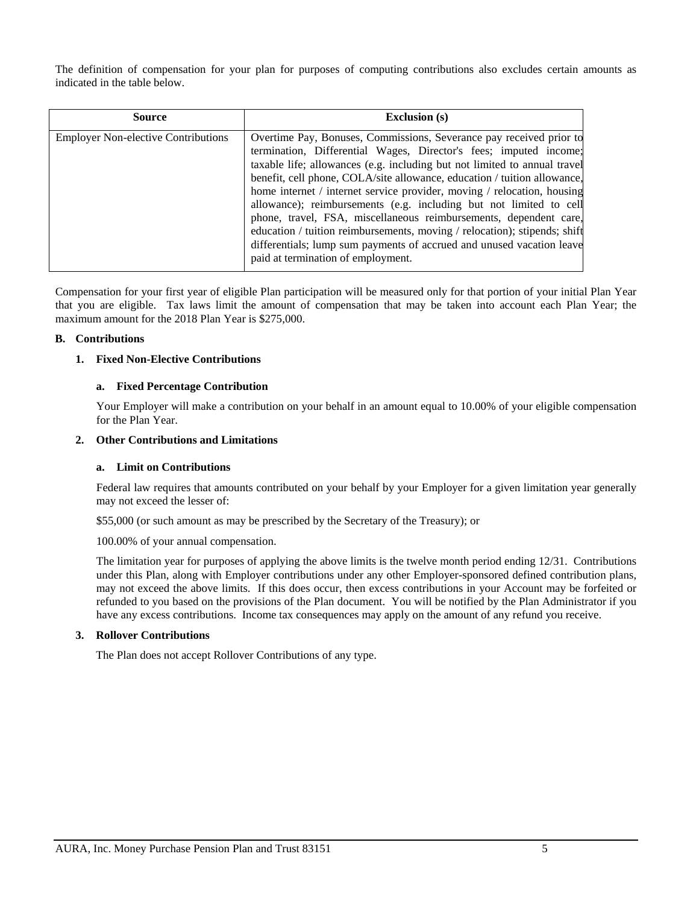The definition of compensation for your plan for purposes of computing contributions also excludes certain amounts as indicated in the table below.

| Source | Exclusion (s) |
| --- | --- |
| Employer Non-elective Contributions | Overtime Pay, Bonuses, Commissions, Severance pay received prior to termination, Differential Wages, Director's fees; imputed income; taxable life; allowances (e.g. including but not limited to annual travel benefit, cell phone, COLA/site allowance, education / tuition allowance, home internet / internet service provider, moving / relocation, housing allowance); reimbursements (e.g. including but not limited to cell phone, travel, FSA, miscellaneous reimbursements, dependent care, education / tuition reimbursements, moving / relocation); stipends; shift differentials; lump sum payments of accrued and unused vacation leave paid at termination of employment. |

Compensation for your first year of eligible Plan participation will be measured only for that portion of your initial Plan Year that you are eligible. Tax laws limit the amount of compensation that may be taken into account each Plan Year; the maximum amount for the 2018 Plan Year is $275,000.

### B. Contributions

#### 1. Fixed Non-Elective Contributions

##### a. Fixed Percentage Contribution

Your Employer will make a contribution on your behalf in an amount equal to 10.00% of your eligible compensation for the Plan Year.

#### 2. Other Contributions and Limitations

##### a. Limit on Contributions

Federal law requires that amounts contributed on your behalf by your Employer for a given limitation year generally may not exceed the lesser of:

$55,000 (or such amount as may be prescribed by the Secretary of the Treasury); or

100.00% of your annual compensation.

The limitation year for purposes of applying the above limits is the twelve month period ending 12/31. Contributions under this Plan, along with Employer contributions under any other Employer-sponsored defined contribution plans, may not exceed the above limits. If this does occur, then excess contributions in your Account may be forfeited or refunded to you based on the provisions of the Plan document. You will be notified by the Plan Administrator if you have any excess contributions. Income tax consequences may apply on the amount of any refund you receive.

#### 3. Rollover Contributions

The Plan does not accept Rollover Contributions of any type.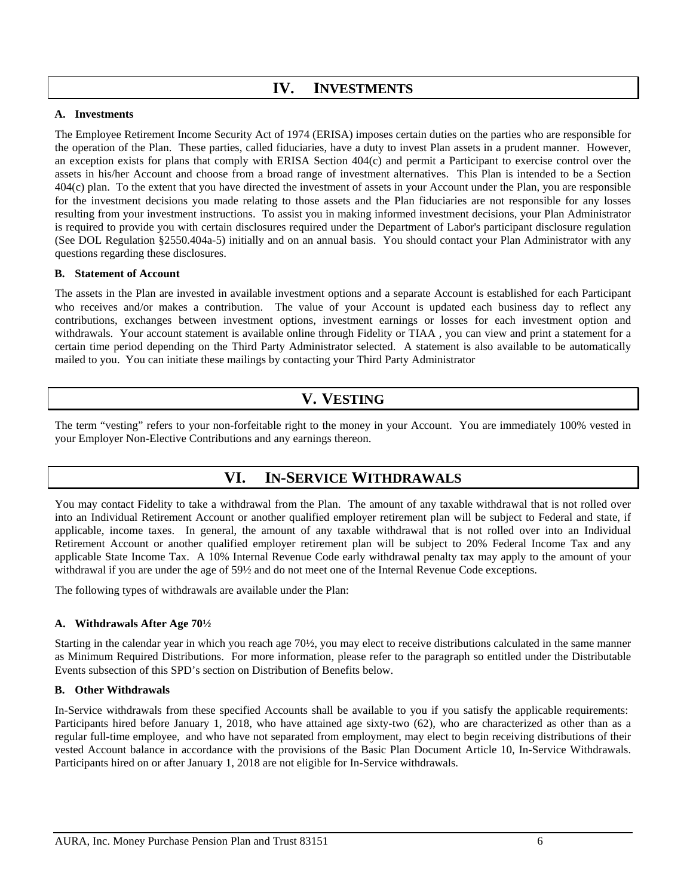# IV. INVESTMENTS

### A. Investments

The Employee Retirement Income Security Act of 1974 (ERISA) imposes certain duties on the parties who are responsible for the operation of the Plan. These parties, called fiduciaries, have a duty to invest Plan assets in a prudent manner. However, an exception exists for plans that comply with ERISA Section 404(c) and permit a Participant to exercise control over the assets in his/her Account and choose from a broad range of investment alternatives. This Plan is intended to be a Section 404(c) plan. To the extent that you have directed the investment of assets in your Account under the Plan, you are responsible for the investment decisions you made relating to those assets and the Plan fiduciaries are not responsible for any losses resulting from your investment instructions. To assist you in making informed investment decisions, your Plan Administrator is required to provide you with certain disclosures required under the Department of Labor's participant disclosure regulation (See DOL Regulation §2550.404a-5) initially and on an annual basis. You should contact your Plan Administrator with any questions regarding these disclosures.

### B. Statement of Account

The assets in the Plan are invested in available investment options and a separate Account is established for each Participant who receives and/or makes a contribution. The value of your Account is updated each business day to reflect any contributions, exchanges between investment options, investment earnings or losses for each investment option and withdrawals. Your account statement is available online through Fidelity or TIAA , you can view and print a statement for a certain time period depending on the Third Party Administrator selected. A statement is also available to be automatically mailed to you. You can initiate these mailings by contacting your Third Party Administrator

# V. VESTING

The term "vesting" refers to your non-forfeitable right to the money in your Account. You are immediately 100% vested in your Employer Non-Elective Contributions and any earnings thereon.

# VI. IN-SERVICE WITHDRAWALS

You may contact Fidelity to take a withdrawal from the Plan. The amount of any taxable withdrawal that is not rolled over into an Individual Retirement Account or another qualified employer retirement plan will be subject to Federal and state, if applicable, income taxes. In general, the amount of any taxable withdrawal that is not rolled over into an Individual Retirement Account or another qualified employer retirement plan will be subject to 20% Federal Income Tax and any applicable State Income Tax. A 10% Internal Revenue Code early withdrawal penalty tax may apply to the amount of your withdrawal if you are under the age of 59½ and do not meet one of the Internal Revenue Code exceptions.

The following types of withdrawals are available under the Plan:

### A. Withdrawals After Age 70½

Starting in the calendar year in which you reach age 70½, you may elect to receive distributions calculated in the same manner as Minimum Required Distributions. For more information, please refer to the paragraph so entitled under the Distributable Events subsection of this SPD's section on Distribution of Benefits below.

### B. Other Withdrawals

In-Service withdrawals from these specified Accounts shall be available to you if you satisfy the applicable requirements: Participants hired before January 1, 2018, who have attained age sixty-two (62), who are characterized as other than as a regular full-time employee, and who have not separated from employment, may elect to begin receiving distributions of their vested Account balance in accordance with the provisions of the Basic Plan Document Article 10, In-Service Withdrawals. Participants hired on or after January 1, 2018 are not eligible for In-Service withdrawals.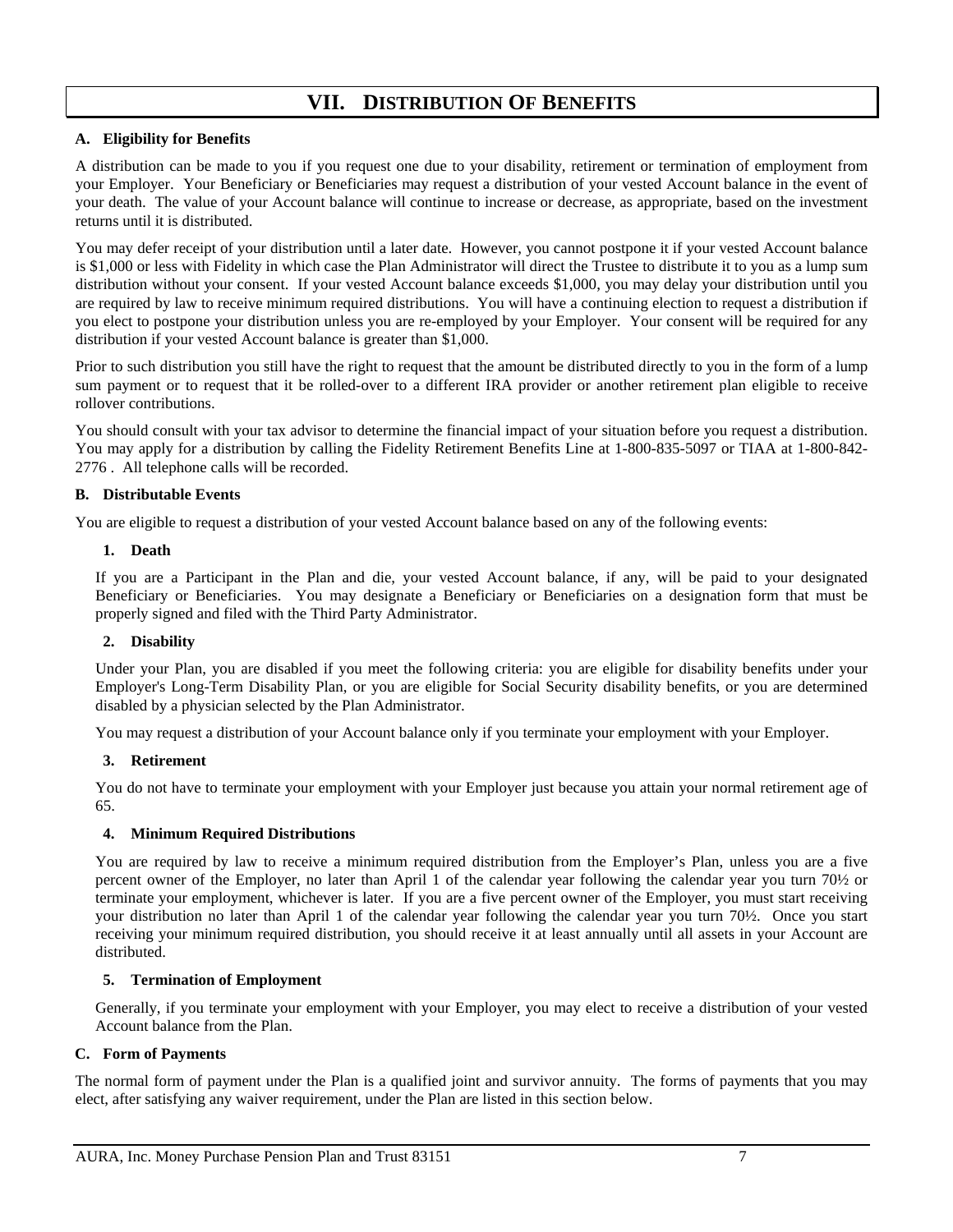# VII. DISTRIBUTION OF BENEFITS

## A. Eligibility for Benefits

A distribution can be made to you if you request one due to your disability, retirement or termination of employment from your Employer. Your Beneficiary or Beneficiaries may request a distribution of your vested Account balance in the event of your death. The value of your Account balance will continue to increase or decrease, as appropriate, based on the investment returns until it is distributed.

You may defer receipt of your distribution until a later date. However, you cannot postpone it if your vested Account balance is $1,000 or less with Fidelity in which case the Plan Administrator will direct the Trustee to distribute it to you as a lump sum distribution without your consent. If your vested Account balance exceeds $1,000, you may delay your distribution until you are required by law to receive minimum required distributions. You will have a continuing election to request a distribution if you elect to postpone your distribution unless you are re-employed by your Employer. Your consent will be required for any distribution if your vested Account balance is greater than $1,000.

Prior to such distribution you still have the right to request that the amount be distributed directly to you in the form of a lump sum payment or to request that it be rolled-over to a different IRA provider or another retirement plan eligible to receive rollover contributions.

You should consult with your tax advisor to determine the financial impact of your situation before you request a distribution. You may apply for a distribution by calling the Fidelity Retirement Benefits Line at 1-800-835-5097 or TIAA at 1-800-842-2776 . All telephone calls will be recorded.

## B. Distributable Events

You are eligible to request a distribution of your vested Account balance based on any of the following events:

### 1. Death

If you are a Participant in the Plan and die, your vested Account balance, if any, will be paid to your designated Beneficiary or Beneficiaries. You may designate a Beneficiary or Beneficiaries on a designation form that must be properly signed and filed with the Third Party Administrator.

### 2. Disability

Under your Plan, you are disabled if you meet the following criteria: you are eligible for disability benefits under your Employer's Long-Term Disability Plan, or you are eligible for Social Security disability benefits, or you are determined disabled by a physician selected by the Plan Administrator.

You may request a distribution of your Account balance only if you terminate your employment with your Employer.

### 3. Retirement

You do not have to terminate your employment with your Employer just because you attain your normal retirement age of 65.

### 4. Minimum Required Distributions

You are required by law to receive a minimum required distribution from the Employer's Plan, unless you are a five percent owner of the Employer, no later than April 1 of the calendar year following the calendar year you turn 70½ or terminate your employment, whichever is later. If you are a five percent owner of the Employer, you must start receiving your distribution no later than April 1 of the calendar year following the calendar year you turn 70½. Once you start receiving your minimum required distribution, you should receive it at least annually until all assets in your Account are distributed.

### 5. Termination of Employment

Generally, if you terminate your employment with your Employer, you may elect to receive a distribution of your vested Account balance from the Plan.

## C. Form of Payments

The normal form of payment under the Plan is a qualified joint and survivor annuity. The forms of payments that you may elect, after satisfying any waiver requirement, under the Plan are listed in this section below.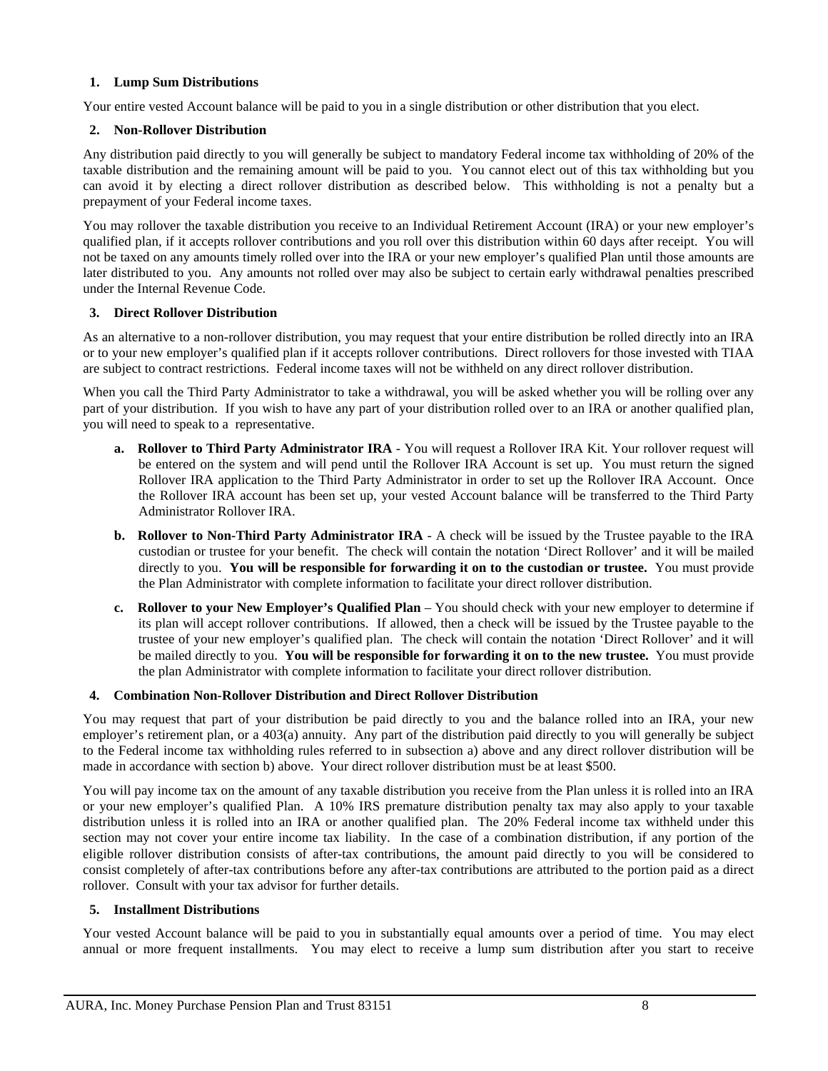**1. Lump Sum Distributions**

Your entire vested Account balance will be paid to you in a single distribution or other distribution that you elect.

**2. Non-Rollover Distribution**

Any distribution paid directly to you will generally be subject to mandatory Federal income tax withholding of 20% of the taxable distribution and the remaining amount will be paid to you. You cannot elect out of this tax withholding but you can avoid it by electing a direct rollover distribution as described below. This withholding is not a penalty but a prepayment of your Federal income taxes.

You may rollover the taxable distribution you receive to an Individual Retirement Account (IRA) or your new employer's qualified plan, if it accepts rollover contributions and you roll over this distribution within 60 days after receipt. You will not be taxed on any amounts timely rolled over into the IRA or your new employer's qualified Plan until those amounts are later distributed to you. Any amounts not rolled over may also be subject to certain early withdrawal penalties prescribed under the Internal Revenue Code.

**3. Direct Rollover Distribution**

As an alternative to a non-rollover distribution, you may request that your entire distribution be rolled directly into an IRA or to your new employer's qualified plan if it accepts rollover contributions. Direct rollovers for those invested with TIAA are subject to contract restrictions. Federal income taxes will not be withheld on any direct rollover distribution.

When you call the Third Party Administrator to take a withdrawal, you will be asked whether you will be rolling over any part of your distribution. If you wish to have any part of your distribution rolled over to an IRA or another qualified plan, you will need to speak to a representative.

a. **Rollover to Third Party Administrator IRA** - You will request a Rollover IRA Kit. Your rollover request will be entered on the system and will pend until the Rollover IRA Account is set up. You must return the signed Rollover IRA application to the Third Party Administrator in order to set up the Rollover IRA Account. Once the Rollover IRA account has been set up, your vested Account balance will be transferred to the Third Party Administrator Rollover IRA.

b. **Rollover to Non-Third Party Administrator IRA** - A check will be issued by the Trustee payable to the IRA custodian or trustee for your benefit. The check will contain the notation 'Direct Rollover' and it will be mailed directly to you. **You will be responsible for forwarding it on to the custodian or trustee.** You must provide the Plan Administrator with complete information to facilitate your direct rollover distribution.

c. **Rollover to your New Employer's Qualified Plan** – You should check with your new employer to determine if its plan will accept rollover contributions. If allowed, then a check will be issued by the Trustee payable to the trustee of your new employer's qualified plan. The check will contain the notation 'Direct Rollover' and it will be mailed directly to you. **You will be responsible for forwarding it on to the new trustee.** You must provide the plan Administrator with complete information to facilitate your direct rollover distribution.

**4. Combination Non-Rollover Distribution and Direct Rollover Distribution**

You may request that part of your distribution be paid directly to you and the balance rolled into an IRA, your new employer's retirement plan, or a 403(a) annuity. Any part of the distribution paid directly to you will generally be subject to the Federal income tax withholding rules referred to in subsection a) above and any direct rollover distribution will be made in accordance with section b) above. Your direct rollover distribution must be at least $500.

You will pay income tax on the amount of any taxable distribution you receive from the Plan unless it is rolled into an IRA or your new employer's qualified Plan. A 10% IRS premature distribution penalty tax may also apply to your taxable distribution unless it is rolled into an IRA or another qualified plan. The 20% Federal income tax withheld under this section may not cover your entire income tax liability. In the case of a combination distribution, if any portion of the eligible rollover distribution consists of after-tax contributions, the amount paid directly to you will be considered to consist completely of after-tax contributions before any after-tax contributions are attributed to the portion paid as a direct rollover. Consult with your tax advisor for further details.

**5. Installment Distributions**

Your vested Account balance will be paid to you in substantially equal amounts over a period of time. You may elect annual or more frequent installments. You may elect to receive a lump sum distribution after you start to receive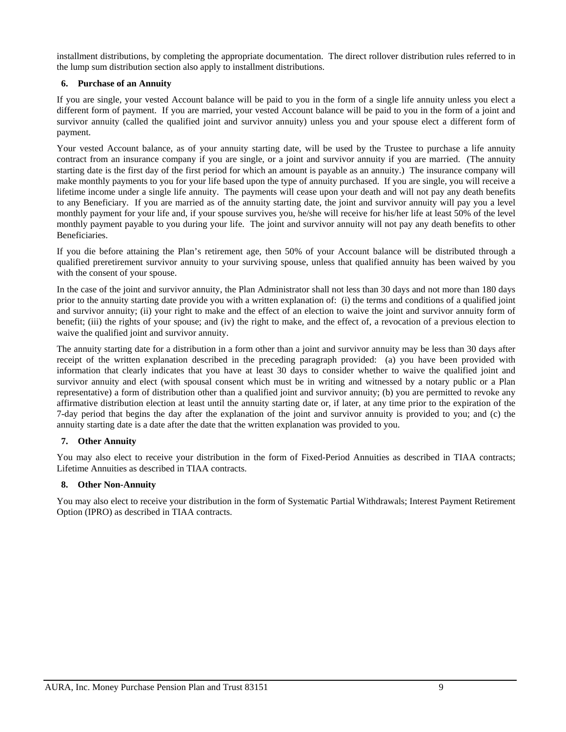installment distributions, by completing the appropriate documentation. The direct rollover distribution rules referred to in the lump sum distribution section also apply to installment distributions.

### 6. Purchase of an Annuity

If you are single, your vested Account balance will be paid to you in the form of a single life annuity unless you elect a different form of payment. If you are married, your vested Account balance will be paid to you in the form of a joint and survivor annuity (called the qualified joint and survivor annuity) unless you and your spouse elect a different form of payment.

Your vested Account balance, as of your annuity starting date, will be used by the Trustee to purchase a life annuity contract from an insurance company if you are single, or a joint and survivor annuity if you are married. (The annuity starting date is the first day of the first period for which an amount is payable as an annuity.) The insurance company will make monthly payments to you for your life based upon the type of annuity purchased. If you are single, you will receive a lifetime income under a single life annuity. The payments will cease upon your death and will not pay any death benefits to any Beneficiary. If you are married as of the annuity starting date, the joint and survivor annuity will pay you a level monthly payment for your life and, if your spouse survives you, he/she will receive for his/her life at least 50% of the level monthly payment payable to you during your life. The joint and survivor annuity will not pay any death benefits to other Beneficiaries.

If you die before attaining the Plan's retirement age, then 50% of your Account balance will be distributed through a qualified preretirement survivor annuity to your surviving spouse, unless that qualified annuity has been waived by you with the consent of your spouse.

In the case of the joint and survivor annuity, the Plan Administrator shall not less than 30 days and not more than 180 days prior to the annuity starting date provide you with a written explanation of: (i) the terms and conditions of a qualified joint and survivor annuity; (ii) your right to make and the effect of an election to waive the joint and survivor annuity form of benefit; (iii) the rights of your spouse; and (iv) the right to make, and the effect of, a revocation of a previous election to waive the qualified joint and survivor annuity.

The annuity starting date for a distribution in a form other than a joint and survivor annuity may be less than 30 days after receipt of the written explanation described in the preceding paragraph provided: (a) you have been provided with information that clearly indicates that you have at least 30 days to consider whether to waive the qualified joint and survivor annuity and elect (with spousal consent which must be in writing and witnessed by a notary public or a Plan representative) a form of distribution other than a qualified joint and survivor annuity; (b) you are permitted to revoke any affirmative distribution election at least until the annuity starting date or, if later, at any time prior to the expiration of the 7-day period that begins the day after the explanation of the joint and survivor annuity is provided to you; and (c) the annuity starting date is a date after the date that the written explanation was provided to you.

### 7. Other Annuity

You may also elect to receive your distribution in the form of Fixed-Period Annuities as described in TIAA contracts; Lifetime Annuities as described in TIAA contracts.

### 8. Other Non-Annuity

You may also elect to receive your distribution in the form of Systematic Partial Withdrawals; Interest Payment Retirement Option (IPRO) as described in TIAA contracts.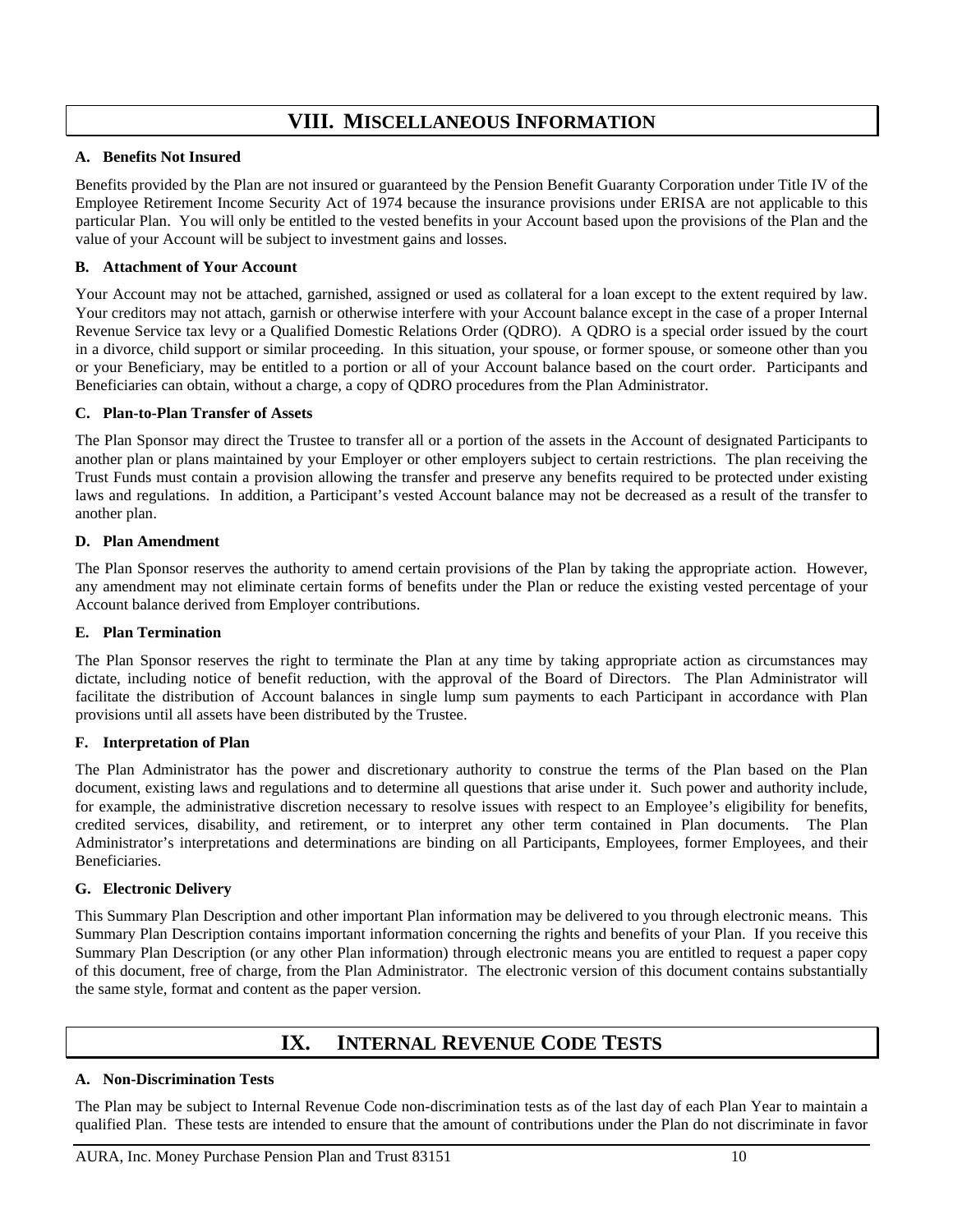# VIII. MISCELLANEOUS INFORMATION

### A. Benefits Not Insured

Benefits provided by the Plan are not insured or guaranteed by the Pension Benefit Guaranty Corporation under Title IV of the Employee Retirement Income Security Act of 1974 because the insurance provisions under ERISA are not applicable to this particular Plan. You will only be entitled to the vested benefits in your Account based upon the provisions of the Plan and the value of your Account will be subject to investment gains and losses.

### B. Attachment of Your Account

Your Account may not be attached, garnished, assigned or used as collateral for a loan except to the extent required by law. Your creditors may not attach, garnish or otherwise interfere with your Account balance except in the case of a proper Internal Revenue Service tax levy or a Qualified Domestic Relations Order (QDRO). A QDRO is a special order issued by the court in a divorce, child support or similar proceeding. In this situation, your spouse, or former spouse, or someone other than you or your Beneficiary, may be entitled to a portion or all of your Account balance based on the court order. Participants and Beneficiaries can obtain, without a charge, a copy of QDRO procedures from the Plan Administrator.

### C. Plan-to-Plan Transfer of Assets

The Plan Sponsor may direct the Trustee to transfer all or a portion of the assets in the Account of designated Participants to another plan or plans maintained by your Employer or other employers subject to certain restrictions. The plan receiving the Trust Funds must contain a provision allowing the transfer and preserve any benefits required to be protected under existing laws and regulations. In addition, a Participant's vested Account balance may not be decreased as a result of the transfer to another plan.

### D. Plan Amendment

The Plan Sponsor reserves the authority to amend certain provisions of the Plan by taking the appropriate action. However, any amendment may not eliminate certain forms of benefits under the Plan or reduce the existing vested percentage of your Account balance derived from Employer contributions.

### E. Plan Termination

The Plan Sponsor reserves the right to terminate the Plan at any time by taking appropriate action as circumstances may dictate, including notice of benefit reduction, with the approval of the Board of Directors. The Plan Administrator will facilitate the distribution of Account balances in single lump sum payments to each Participant in accordance with Plan provisions until all assets have been distributed by the Trustee.

### F. Interpretation of Plan

The Plan Administrator has the power and discretionary authority to construe the terms of the Plan based on the Plan document, existing laws and regulations and to determine all questions that arise under it. Such power and authority include, for example, the administrative discretion necessary to resolve issues with respect to an Employee's eligibility for benefits, credited services, disability, and retirement, or to interpret any other term contained in Plan documents. The Plan Administrator's interpretations and determinations are binding on all Participants, Employees, former Employees, and their Beneficiaries.

### G. Electronic Delivery

This Summary Plan Description and other important Plan information may be delivered to you through electronic means. This Summary Plan Description contains important information concerning the rights and benefits of your Plan. If you receive this Summary Plan Description (or any other Plan information) through electronic means you are entitled to request a paper copy of this document, free of charge, from the Plan Administrator. The electronic version of this document contains substantially the same style, format and content as the paper version.

# IX. INTERNAL REVENUE CODE TESTS

### A. Non-Discrimination Tests

The Plan may be subject to Internal Revenue Code non-discrimination tests as of the last day of each Plan Year to maintain a qualified Plan. These tests are intended to ensure that the amount of contributions under the Plan do not discriminate in favor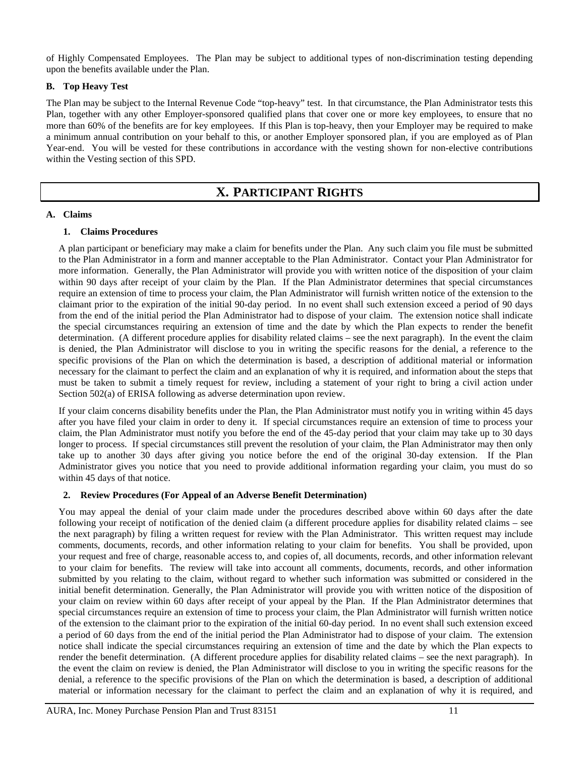of Highly Compensated Employees. The Plan may be subject to additional types of non-discrimination testing depending upon the benefits available under the Plan.

### B. Top Heavy Test

The Plan may be subject to the Internal Revenue Code "top-heavy" test. In that circumstance, the Plan Administrator tests this Plan, together with any other Employer-sponsored qualified plans that cover one or more key employees, to ensure that no more than 60% of the benefits are for key employees. If this Plan is top-heavy, then your Employer may be required to make a minimum annual contribution on your behalf to this, or another Employer sponsored plan, if you are employed as of Plan Year-end. You will be vested for these contributions in accordance with the vesting shown for non-elective contributions within the Vesting section of this SPD.

## X. PARTICIPANT RIGHTS

### A. Claims

#### 1. Claims Procedures

A plan participant or beneficiary may make a claim for benefits under the Plan. Any such claim you file must be submitted to the Plan Administrator in a form and manner acceptable to the Plan Administrator. Contact your Plan Administrator for more information. Generally, the Plan Administrator will provide you with written notice of the disposition of your claim within 90 days after receipt of your claim by the Plan. If the Plan Administrator determines that special circumstances require an extension of time to process your claim, the Plan Administrator will furnish written notice of the extension to the claimant prior to the expiration of the initial 90-day period. In no event shall such extension exceed a period of 90 days from the end of the initial period the Plan Administrator had to dispose of your claim. The extension notice shall indicate the special circumstances requiring an extension of time and the date by which the Plan expects to render the benefit determination. (A different procedure applies for disability related claims – see the next paragraph). In the event the claim is denied, the Plan Administrator will disclose to you in writing the specific reasons for the denial, a reference to the specific provisions of the Plan on which the determination is based, a description of additional material or information necessary for the claimant to perfect the claim and an explanation of why it is required, and information about the steps that must be taken to submit a timely request for review, including a statement of your right to bring a civil action under Section 502(a) of ERISA following as adverse determination upon review.

If your claim concerns disability benefits under the Plan, the Plan Administrator must notify you in writing within 45 days after you have filed your claim in order to deny it. If special circumstances require an extension of time to process your claim, the Plan Administrator must notify you before the end of the 45-day period that your claim may take up to 30 days longer to process. If special circumstances still prevent the resolution of your claim, the Plan Administrator may then only take up to another 30 days after giving you notice before the end of the original 30-day extension. If the Plan Administrator gives you notice that you need to provide additional information regarding your claim, you must do so within 45 days of that notice.

#### 2. Review Procedures (For Appeal of an Adverse Benefit Determination)

You may appeal the denial of your claim made under the procedures described above within 60 days after the date following your receipt of notification of the denied claim (a different procedure applies for disability related claims – see the next paragraph) by filing a written request for review with the Plan Administrator. This written request may include comments, documents, records, and other information relating to your claim for benefits. You shall be provided, upon your request and free of charge, reasonable access to, and copies of, all documents, records, and other information relevant to your claim for benefits. The review will take into account all comments, documents, records, and other information submitted by you relating to the claim, without regard to whether such information was submitted or considered in the initial benefit determination. Generally, the Plan Administrator will provide you with written notice of the disposition of your claim on review within 60 days after receipt of your appeal by the Plan. If the Plan Administrator determines that special circumstances require an extension of time to process your claim, the Plan Administrator will furnish written notice of the extension to the claimant prior to the expiration of the initial 60-day period. In no event shall such extension exceed a period of 60 days from the end of the initial period the Plan Administrator had to dispose of your claim. The extension notice shall indicate the special circumstances requiring an extension of time and the date by which the Plan expects to render the benefit determination. (A different procedure applies for disability related claims – see the next paragraph). In the event the claim on review is denied, the Plan Administrator will disclose to you in writing the specific reasons for the denial, a reference to the specific provisions of the Plan on which the determination is based, a description of additional material or information necessary for the claimant to perfect the claim and an explanation of why it is required, and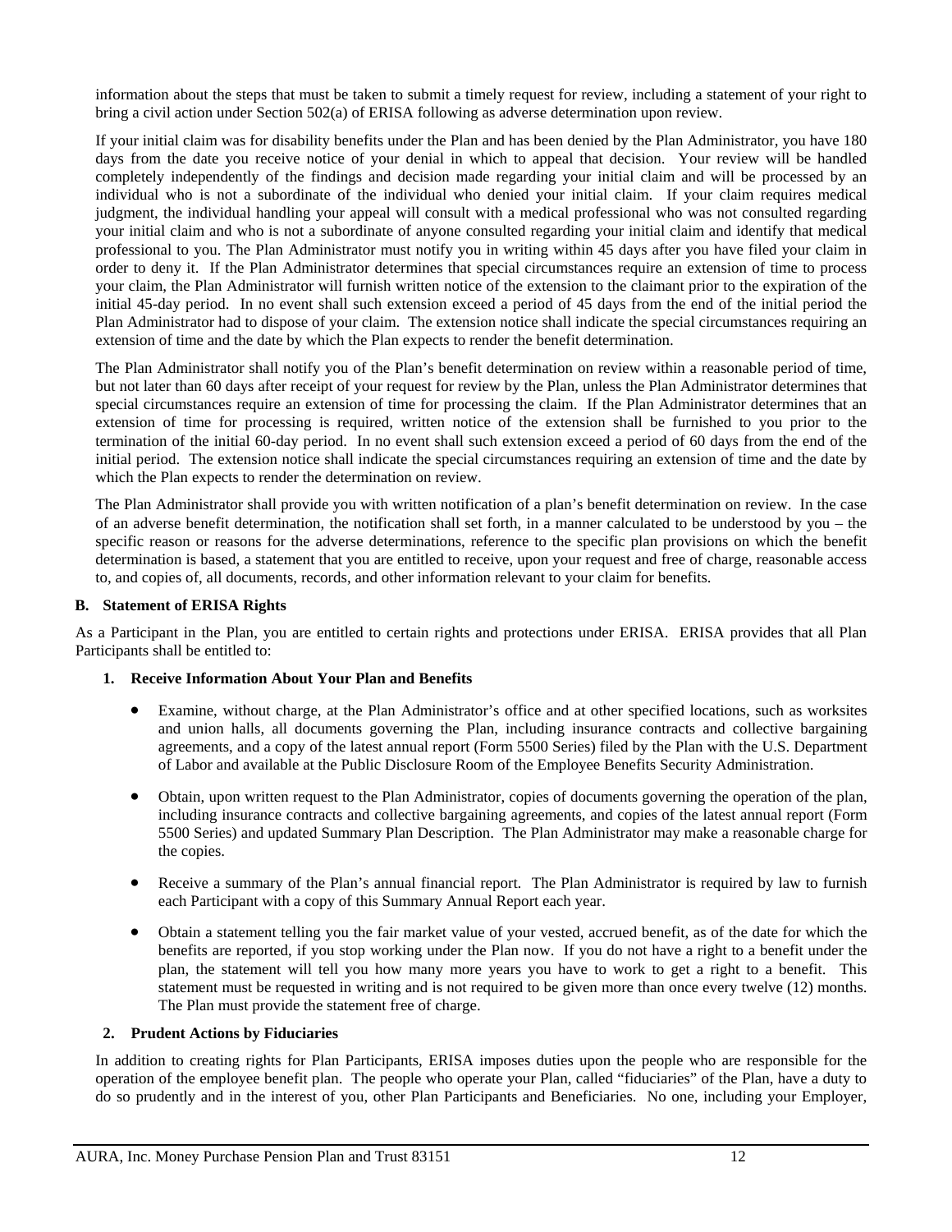information about the steps that must be taken to submit a timely request for review, including a statement of your right to bring a civil action under Section 502(a) of ERISA following as adverse determination upon review.

If your initial claim was for disability benefits under the Plan and has been denied by the Plan Administrator, you have 180 days from the date you receive notice of your denial in which to appeal that decision. Your review will be handled completely independently of the findings and decision made regarding your initial claim and will be processed by an individual who is not a subordinate of the individual who denied your initial claim. If your claim requires medical judgment, the individual handling your appeal will consult with a medical professional who was not consulted regarding your initial claim and who is not a subordinate of anyone consulted regarding your initial claim and identify that medical professional to you. The Plan Administrator must notify you in writing within 45 days after you have filed your claim in order to deny it. If the Plan Administrator determines that special circumstances require an extension of time to process your claim, the Plan Administrator will furnish written notice of the extension to the claimant prior to the expiration of the initial 45-day period. In no event shall such extension exceed a period of 45 days from the end of the initial period the Plan Administrator had to dispose of your claim. The extension notice shall indicate the special circumstances requiring an extension of time and the date by which the Plan expects to render the benefit determination.

The Plan Administrator shall notify you of the Plan's benefit determination on review within a reasonable period of time, but not later than 60 days after receipt of your request for review by the Plan, unless the Plan Administrator determines that special circumstances require an extension of time for processing the claim. If the Plan Administrator determines that an extension of time for processing is required, written notice of the extension shall be furnished to you prior to the termination of the initial 60-day period. In no event shall such extension exceed a period of 60 days from the end of the initial period. The extension notice shall indicate the special circumstances requiring an extension of time and the date by which the Plan expects to render the determination on review.

The Plan Administrator shall provide you with written notification of a plan's benefit determination on review. In the case of an adverse benefit determination, the notification shall set forth, in a manner calculated to be understood by you – the specific reason or reasons for the adverse determinations, reference to the specific plan provisions on which the benefit determination is based, a statement that you are entitled to receive, upon your request and free of charge, reasonable access to, and copies of, all documents, records, and other information relevant to your claim for benefits.

### B. Statement of ERISA Rights

As a Participant in the Plan, you are entitled to certain rights and protections under ERISA. ERISA provides that all Plan Participants shall be entitled to:

#### 1. Receive Information About Your Plan and Benefits

- Examine, without charge, at the Plan Administrator's office and at other specified locations, such as worksites and union halls, all documents governing the Plan, including insurance contracts and collective bargaining agreements, and a copy of the latest annual report (Form 5500 Series) filed by the Plan with the U.S. Department of Labor and available at the Public Disclosure Room of the Employee Benefits Security Administration.

- Obtain, upon written request to the Plan Administrator, copies of documents governing the operation of the plan, including insurance contracts and collective bargaining agreements, and copies of the latest annual report (Form 5500 Series) and updated Summary Plan Description. The Plan Administrator may make a reasonable charge for the copies.

- Receive a summary of the Plan's annual financial report. The Plan Administrator is required by law to furnish each Participant with a copy of this Summary Annual Report each year.

- Obtain a statement telling you the fair market value of your vested, accrued benefit, as of the date for which the benefits are reported, if you stop working under the Plan now. If you do not have a right to a benefit under the plan, the statement will tell you how many more years you have to work to get a right to a benefit. This statement must be requested in writing and is not required to be given more than once every twelve (12) months. The Plan must provide the statement free of charge.

#### 2. Prudent Actions by Fiduciaries

In addition to creating rights for Plan Participants, ERISA imposes duties upon the people who are responsible for the operation of the employee benefit plan. The people who operate your Plan, called "fiduciaries" of the Plan, have a duty to do so prudently and in the interest of you, other Plan Participants and Beneficiaries. No one, including your Employer,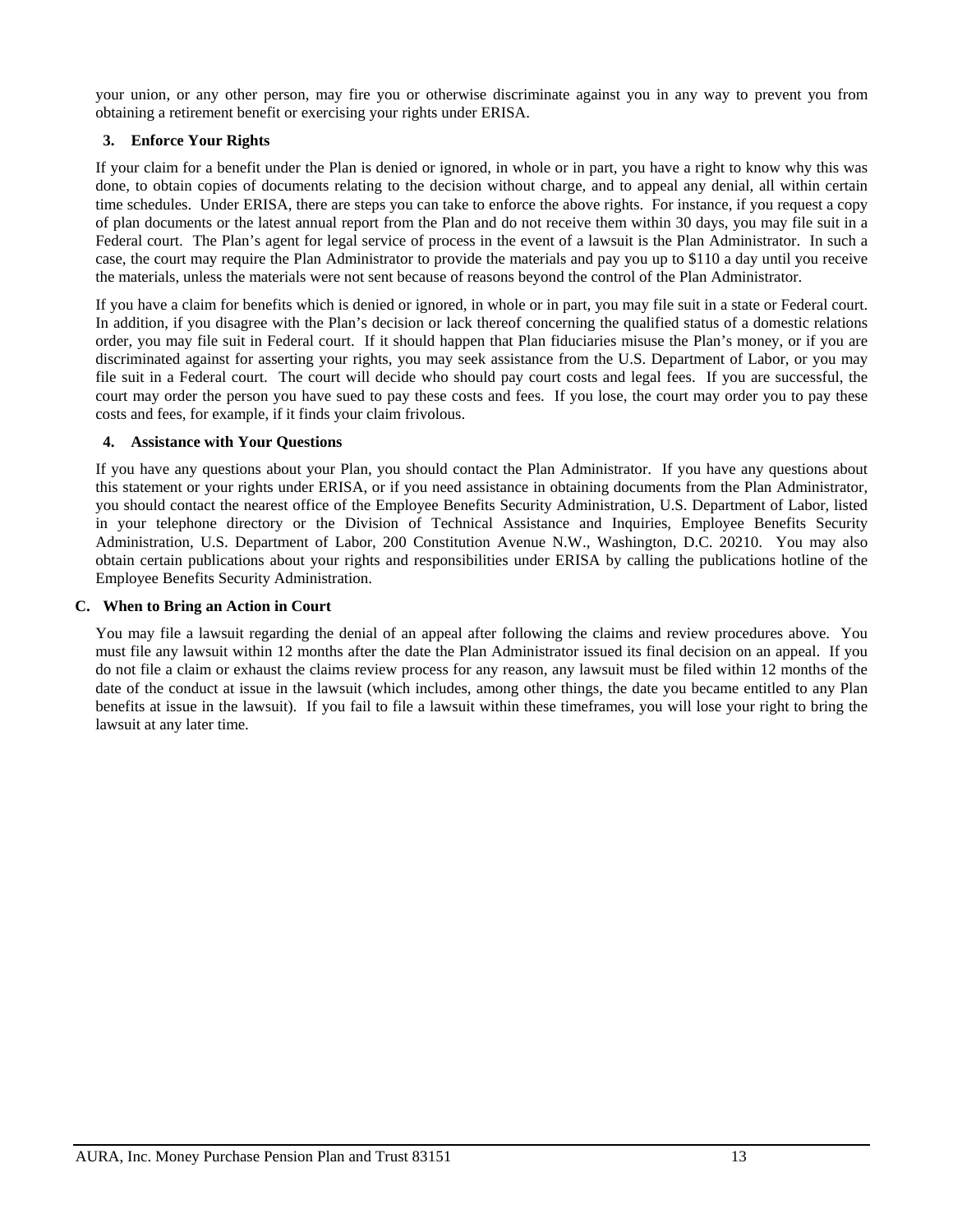your union, or any other person, may fire you or otherwise discriminate against you in any way to prevent you from obtaining a retirement benefit or exercising your rights under ERISA.

### 3. Enforce Your Rights

If your claim for a benefit under the Plan is denied or ignored, in whole or in part, you have a right to know why this was done, to obtain copies of documents relating to the decision without charge, and to appeal any denial, all within certain time schedules. Under ERISA, there are steps you can take to enforce the above rights. For instance, if you request a copy of plan documents or the latest annual report from the Plan and do not receive them within 30 days, you may file suit in a Federal court. The Plan's agent for legal service of process in the event of a lawsuit is the Plan Administrator. In such a case, the court may require the Plan Administrator to provide the materials and pay you up to $110 a day until you receive the materials, unless the materials were not sent because of reasons beyond the control of the Plan Administrator.

If you have a claim for benefits which is denied or ignored, in whole or in part, you may file suit in a state or Federal court. In addition, if you disagree with the Plan's decision or lack thereof concerning the qualified status of a domestic relations order, you may file suit in Federal court. If it should happen that Plan fiduciaries misuse the Plan's money, or if you are discriminated against for asserting your rights, you may seek assistance from the U.S. Department of Labor, or you may file suit in a Federal court. The court will decide who should pay court costs and legal fees. If you are successful, the court may order the person you have sued to pay these costs and fees. If you lose, the court may order you to pay these costs and fees, for example, if it finds your claim frivolous.

### 4. Assistance with Your Questions

If you have any questions about your Plan, you should contact the Plan Administrator. If you have any questions about this statement or your rights under ERISA, or if you need assistance in obtaining documents from the Plan Administrator, you should contact the nearest office of the Employee Benefits Security Administration, U.S. Department of Labor, listed in your telephone directory or the Division of Technical Assistance and Inquiries, Employee Benefits Security Administration, U.S. Department of Labor, 200 Constitution Avenue N.W., Washington, D.C. 20210. You may also obtain certain publications about your rights and responsibilities under ERISA by calling the publications hotline of the Employee Benefits Security Administration.

## C. When to Bring an Action in Court

You may file a lawsuit regarding the denial of an appeal after following the claims and review procedures above. You must file any lawsuit within 12 months after the date the Plan Administrator issued its final decision on an appeal. If you do not file a claim or exhaust the claims review process for any reason, any lawsuit must be filed within 12 months of the date of the conduct at issue in the lawsuit (which includes, among other things, the date you became entitled to any Plan benefits at issue in the lawsuit). If you fail to file a lawsuit within these timeframes, you will lose your right to bring the lawsuit at any later time.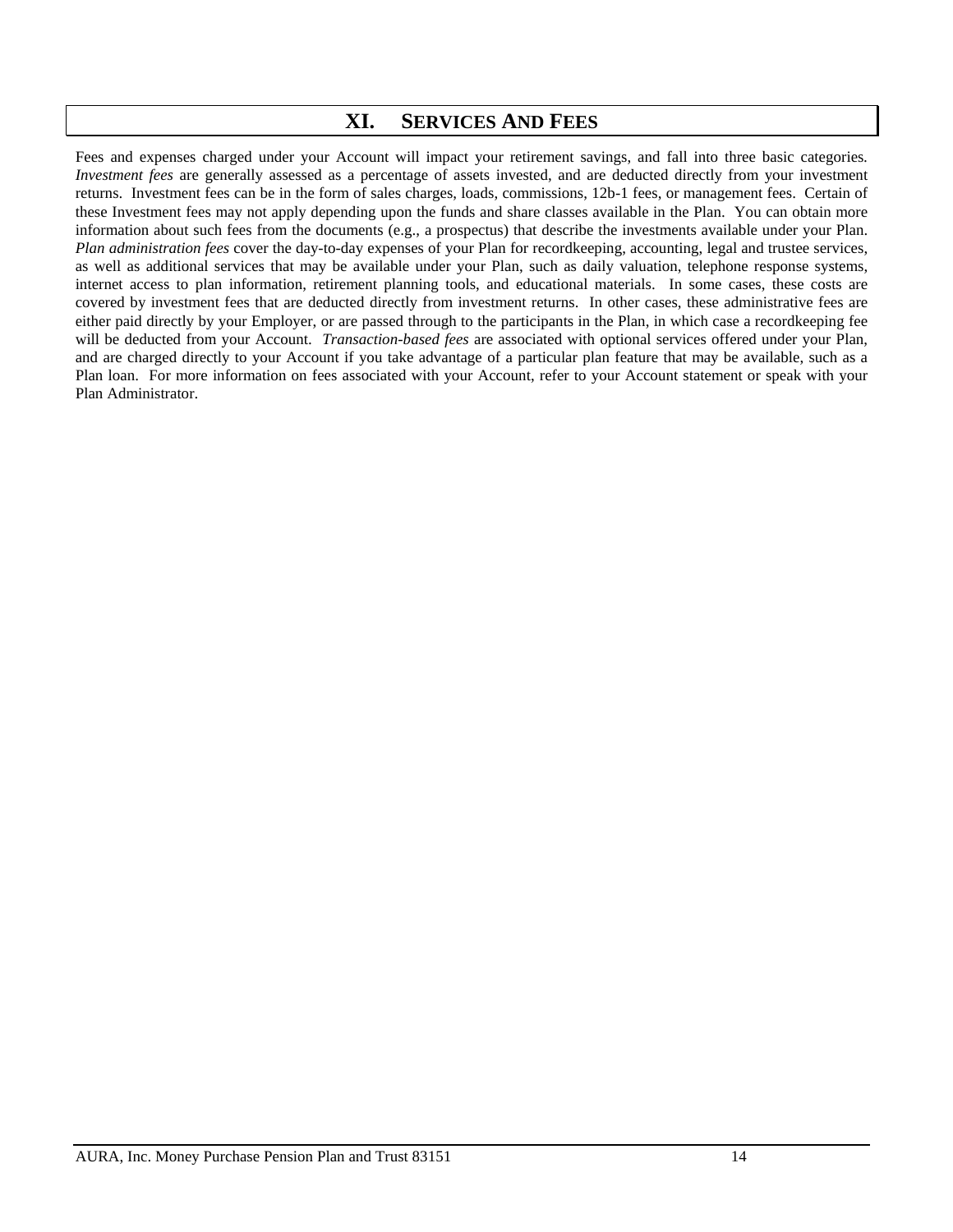# XI. SERVICES AND FEES

Fees and expenses charged under your Account will impact your retirement savings, and fall into three basic categories. *Investment fees* are generally assessed as a percentage of assets invested, and are deducted directly from your investment returns. Investment fees can be in the form of sales charges, loads, commissions, 12b-1 fees, or management fees. Certain of these Investment fees may not apply depending upon the funds and share classes available in the Plan. You can obtain more information about such fees from the documents (e.g., a prospectus) that describe the investments available under your Plan. *Plan administration fees* cover the day-to-day expenses of your Plan for recordkeeping, accounting, legal and trustee services, as well as additional services that may be available under your Plan, such as daily valuation, telephone response systems, internet access to plan information, retirement planning tools, and educational materials. In some cases, these costs are covered by investment fees that are deducted directly from investment returns. In other cases, these administrative fees are either paid directly by your Employer, or are passed through to the participants in the Plan, in which case a recordkeeping fee will be deducted from your Account. *Transaction-based fees* are associated with optional services offered under your Plan, and are charged directly to your Account if you take advantage of a particular plan feature that may be available, such as a Plan loan. For more information on fees associated with your Account, refer to your Account statement or speak with your Plan Administrator.